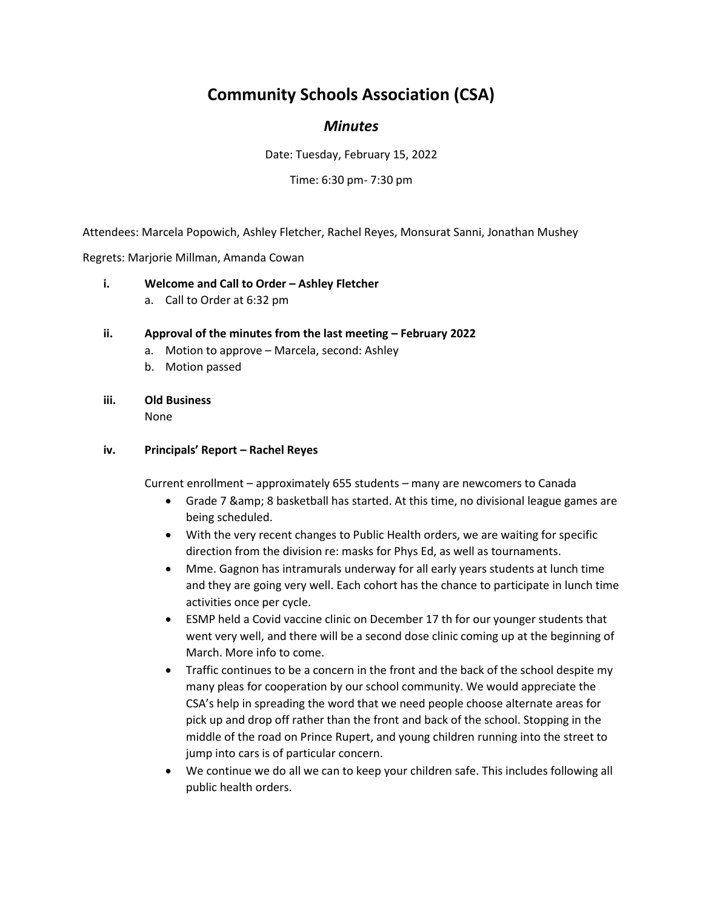# Community Schools Association (CSA)

## *Minutes*

Date: Tuesday, February 15, 2022

Time: 6:30 pm- 7:30 pm

Attendees: Marcela Popowich, Ashley Fletcher, Rachel Reyes, Monsurat Sanni, Jonathan Mushey

Regrets: Marjorie Millman, Amanda Cowan

i. **Welcome and Call to Order – Ashley Fletcher**
   a. Call to Order at 6:32 pm

ii. **Approval of the minutes from the last meeting – February 2022**
   a. Motion to approve – Marcela, second: Ashley
   b. Motion passed

iii. **Old Business**
   None

iv. **Principals' Report – Rachel Reyes**

   Current enrollment – approximately 655 students – many are newcomers to Canada

   - Grade 7 &amp; 8 basketball has started. At this time, no divisional league games are being scheduled.
   - With the very recent changes to Public Health orders, we are waiting for specific direction from the division re: masks for Phys Ed, as well as tournaments.
   - Mme. Gagnon has intramurals underway for all early years students at lunch time and they are going very well. Each cohort has the chance to participate in lunch time activities once per cycle.
   - ESMP held a Covid vaccine clinic on December 17 th for our younger students that went very well, and there will be a second dose clinic coming up at the beginning of March. More info to come.
   - Traffic continues to be a concern in the front and the back of the school despite my many pleas for cooperation by our school community. We would appreciate the CSA's help in spreading the word that we need people choose alternate areas for pick up and drop off rather than the front and back of the school. Stopping in the middle of the road on Prince Rupert, and young children running into the street to jump into cars is of particular concern.
   - We continue we do all we can to keep your children safe. This includes following all public health orders.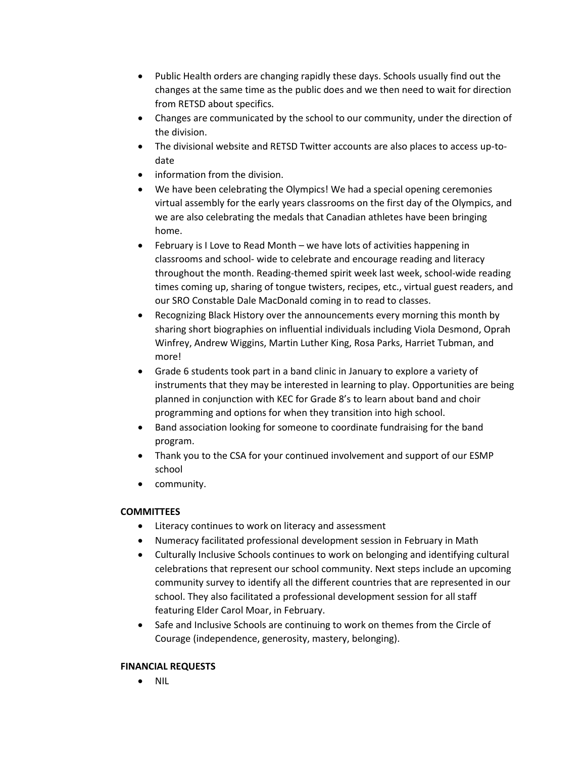- Public Health orders are changing rapidly these days. Schools usually find out the changes at the same time as the public does and we then need to wait for direction from RETSD about specifics.
- Changes are communicated by the school to our community, under the direction of the division.
- The divisional website and RETSD Twitter accounts are also places to access up-to-date
- information from the division.
- We have been celebrating the Olympics! We had a special opening ceremonies virtual assembly for the early years classrooms on the first day of the Olympics, and we are also celebrating the medals that Canadian athletes have been bringing home.
- February is I Love to Read Month – we have lots of activities happening in classrooms and school- wide to celebrate and encourage reading and literacy throughout the month. Reading-themed spirit week last week, school-wide reading times coming up, sharing of tongue twisters, recipes, etc., virtual guest readers, and our SRO Constable Dale MacDonald coming in to read to classes.
- Recognizing Black History over the announcements every morning this month by sharing short biographies on influential individuals including Viola Desmond, Oprah Winfrey, Andrew Wiggins, Martin Luther King, Rosa Parks, Harriet Tubman, and more!
- Grade 6 students took part in a band clinic in January to explore a variety of instruments that they may be interested in learning to play. Opportunities are being planned in conjunction with KEC for Grade 8's to learn about band and choir programming and options for when they transition into high school.
- Band association looking for someone to coordinate fundraising for the band program.
- Thank you to the CSA for your continued involvement and support of our ESMP school
- community.

**COMMITTEES**

- Literacy continues to work on literacy and assessment
- Numeracy facilitated professional development session in February in Math
- Culturally Inclusive Schools continues to work on belonging and identifying cultural celebrations that represent our school community. Next steps include an upcoming community survey to identify all the different countries that are represented in our school. They also facilitated a professional development session for all staff featuring Elder Carol Moar, in February.
- Safe and Inclusive Schools are continuing to work on themes from the Circle of Courage (independence, generosity, mastery, belonging).

**FINANCIAL REQUESTS**

- NIL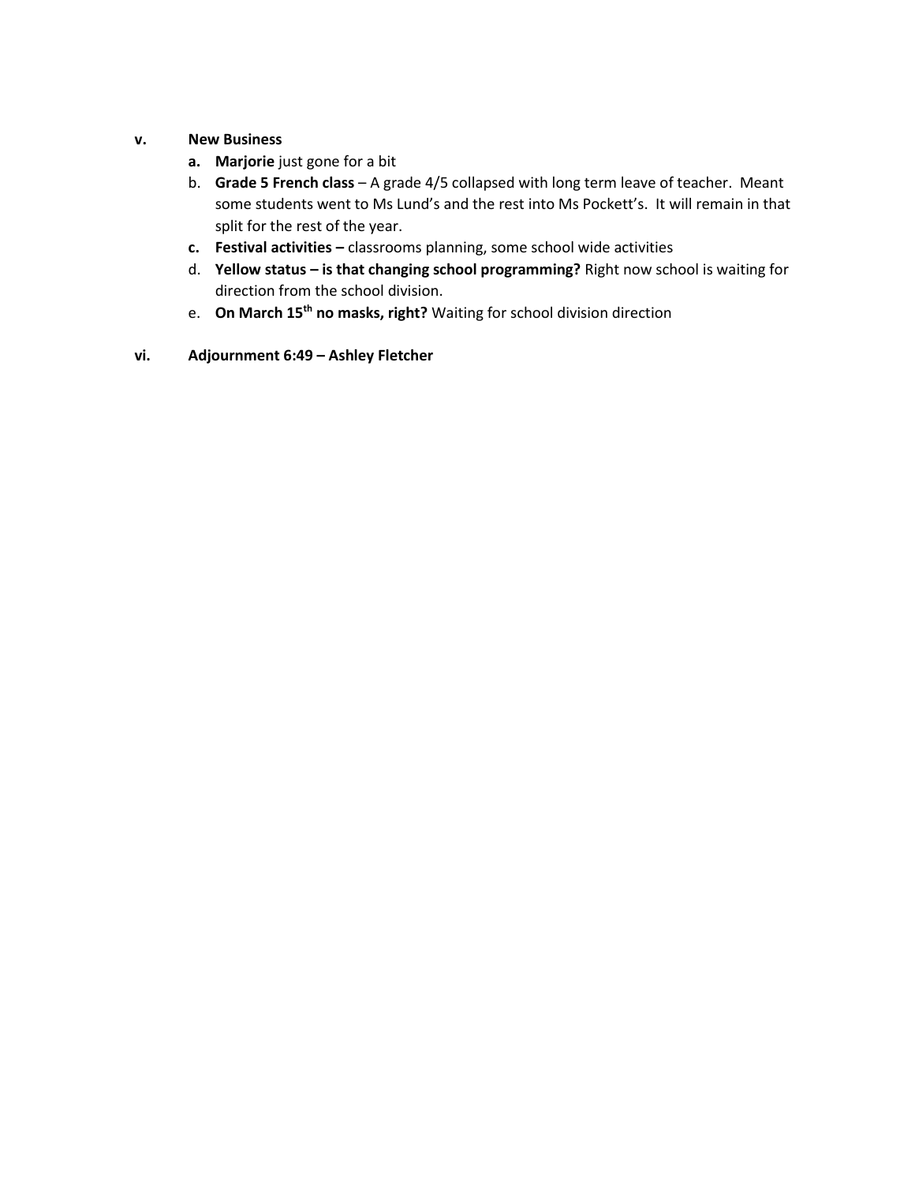v. **New Business**

a. **Marjorie** just gone for a bit

b. **Grade 5 French class** – A grade 4/5 collapsed with long term leave of teacher. Meant some students went to Ms Lund's and the rest into Ms Pockett's. It will remain in that split for the rest of the year.

c. **Festival activities –** classrooms planning, some school wide activities

d. **Yellow status – is that changing school programming?** Right now school is waiting for direction from the school division.

e. **On March 15th no masks, right?** Waiting for school division direction

vi. **Adjournment 6:49 – Ashley Fletcher**